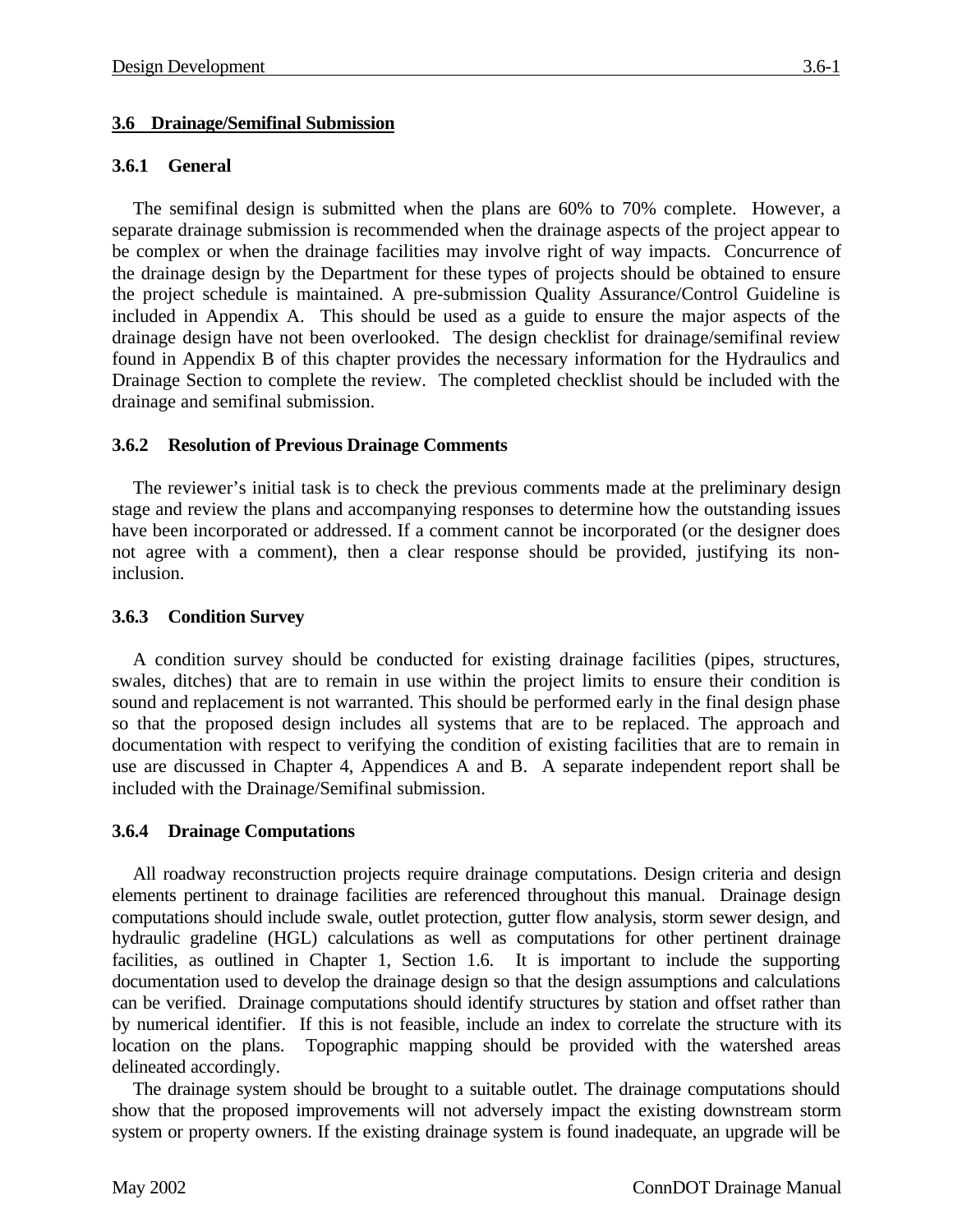## 3.6 Drainage/Semifinal Submission

### 3.6.1 General

The semifinal design is submitted when the plans are 60% to 70% complete. However, a separate drainage submission is recommended when the drainage aspects of the project appear to be complex or when the drainage facilities may involve right of way impacts. Concurrence of the drainage design by the Department for these types of projects should be obtained to ensure the project schedule is maintained. A pre-submission Quality Assurance/Control Guideline is included in Appendix A. This should be used as a guide to ensure the major aspects of the drainage design have not been overlooked. The design checklist for drainage/semifinal review found in Appendix B of this chapter provides the necessary information for the Hydraulics and Drainage Section to complete the review. The completed checklist should be included with the drainage and semifinal submission.

### 3.6.2 Resolution of Previous Drainage Comments

The reviewer's initial task is to check the previous comments made at the preliminary design stage and review the plans and accompanying responses to determine how the outstanding issues have been incorporated or addressed. If a comment cannot be incorporated (or the designer does not agree with a comment), then a clear response should be provided, justifying its non-inclusion.

### 3.6.3 Condition Survey

A condition survey should be conducted for existing drainage facilities (pipes, structures, swales, ditches) that are to remain in use within the project limits to ensure their condition is sound and replacement is not warranted. This should be performed early in the final design phase so that the proposed design includes all systems that are to be replaced. The approach and documentation with respect to verifying the condition of existing facilities that are to remain in use are discussed in Chapter 4, Appendices A and B. A separate independent report shall be included with the Drainage/Semifinal submission.

### 3.6.4 Drainage Computations

All roadway reconstruction projects require drainage computations. Design criteria and design elements pertinent to drainage facilities are referenced throughout this manual. Drainage design computations should include swale, outlet protection, gutter flow analysis, storm sewer design, and hydraulic gradeline (HGL) calculations as well as computations for other pertinent drainage facilities, as outlined in Chapter 1, Section 1.6. It is important to include the supporting documentation used to develop the drainage design so that the design assumptions and calculations can be verified. Drainage computations should identify structures by station and offset rather than by numerical identifier. If this is not feasible, include an index to correlate the structure with its location on the plans. Topographic mapping should be provided with the watershed areas delineated accordingly.

The drainage system should be brought to a suitable outlet. The drainage computations should show that the proposed improvements will not adversely impact the existing downstream storm system or property owners. If the existing drainage system is found inadequate, an upgrade will be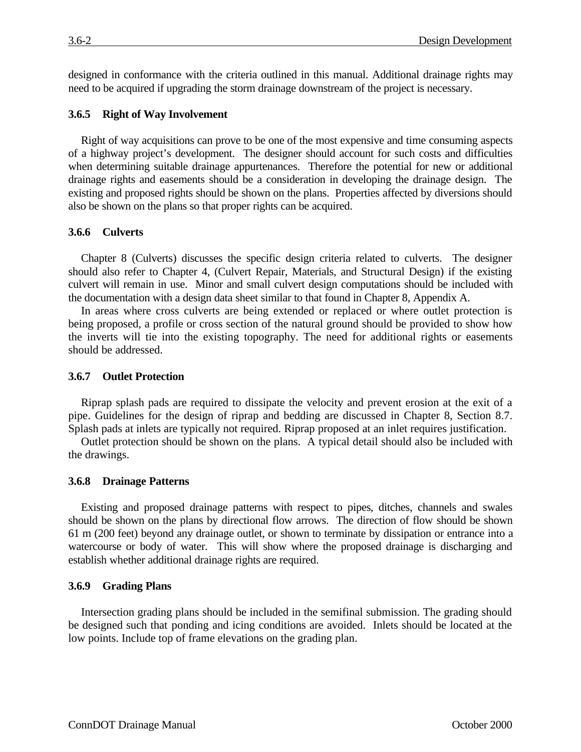designed in conformance with the criteria outlined in this manual. Additional drainage rights may need to be acquired if upgrading the storm drainage downstream of the project is necessary.

### 3.6.5 Right of Way Involvement

Right of way acquisitions can prove to be one of the most expensive and time consuming aspects of a highway project's development. The designer should account for such costs and difficulties when determining suitable drainage appurtenances. Therefore the potential for new or additional drainage rights and easements should be a consideration in developing the drainage design. The existing and proposed rights should be shown on the plans. Properties affected by diversions should also be shown on the plans so that proper rights can be acquired.

### 3.6.6 Culverts

Chapter 8 (Culverts) discusses the specific design criteria related to culverts. The designer should also refer to Chapter 4, (Culvert Repair, Materials, and Structural Design) if the existing culvert will remain in use. Minor and small culvert design computations should be included with the documentation with a design data sheet similar to that found in Chapter 8, Appendix A.

In areas where cross culverts are being extended or replaced or where outlet protection is being proposed, a profile or cross section of the natural ground should be provided to show how the inverts will tie into the existing topography. The need for additional rights or easements should be addressed.

### 3.6.7 Outlet Protection

Riprap splash pads are required to dissipate the velocity and prevent erosion at the exit of a pipe. Guidelines for the design of riprap and bedding are discussed in Chapter 8, Section 8.7. Splash pads at inlets are typically not required. Riprap proposed at an inlet requires justification.

Outlet protection should be shown on the plans. A typical detail should also be included with the drawings.

### 3.6.8 Drainage Patterns

Existing and proposed drainage patterns with respect to pipes, ditches, channels and swales should be shown on the plans by directional flow arrows. The direction of flow should be shown 61 m (200 feet) beyond any drainage outlet, or shown to terminate by dissipation or entrance into a watercourse or body of water. This will show where the proposed drainage is discharging and establish whether additional drainage rights are required.

### 3.6.9 Grading Plans

Intersection grading plans should be included in the semifinal submission. The grading should be designed such that ponding and icing conditions are avoided. Inlets should be located at the low points. Include top of frame elevations on the grading plan.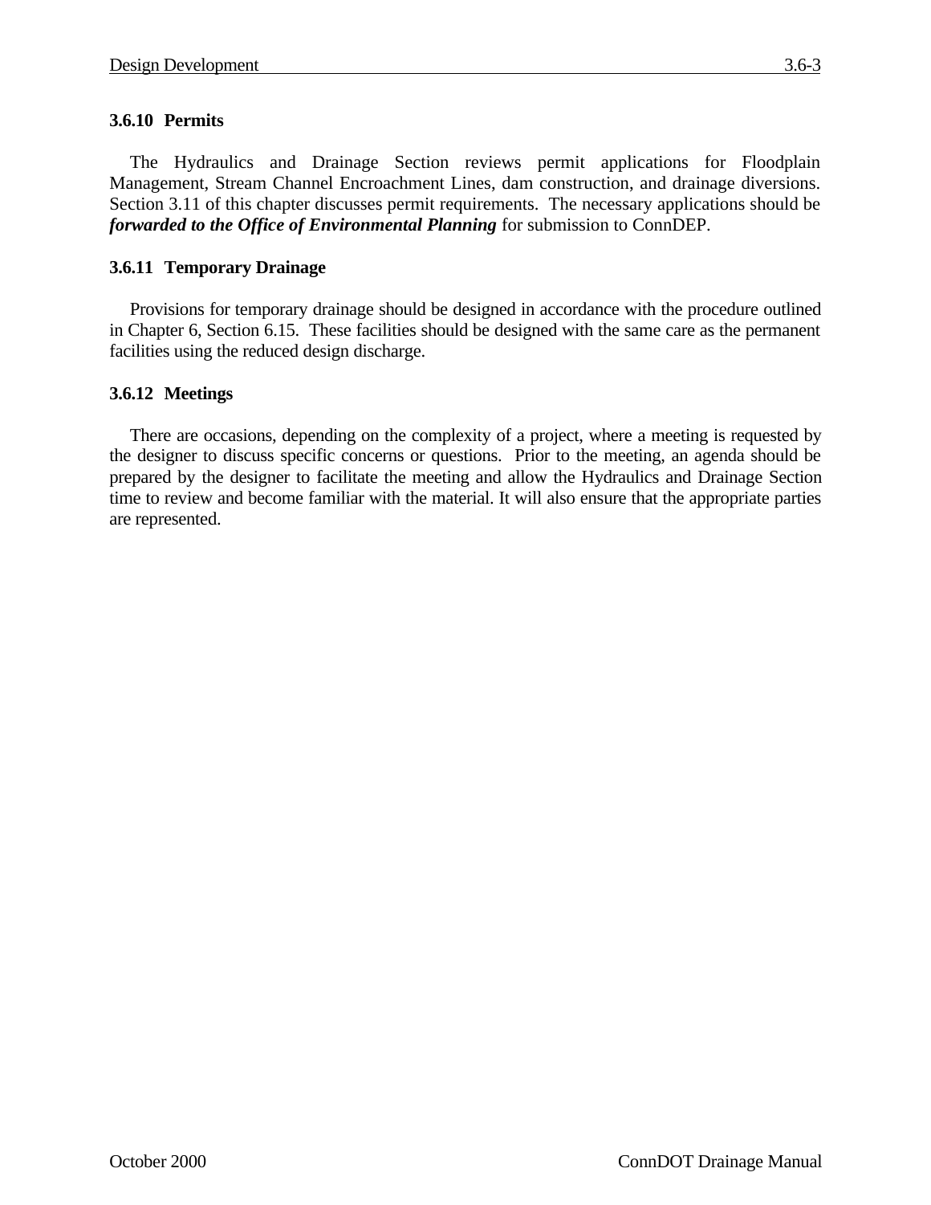### 3.6.10 Permits

The Hydraulics and Drainage Section reviews permit applications for Floodplain Management, Stream Channel Encroachment Lines, dam construction, and drainage diversions. Section 3.11 of this chapter discusses permit requirements. The necessary applications should be ***forwarded to the Office of Environmental Planning*** for submission to ConnDEP.

### 3.6.11 Temporary Drainage

Provisions for temporary drainage should be designed in accordance with the procedure outlined in Chapter 6, Section 6.15. These facilities should be designed with the same care as the permanent facilities using the reduced design discharge.

### 3.6.12 Meetings

There are occasions, depending on the complexity of a project, where a meeting is requested by the designer to discuss specific concerns or questions. Prior to the meeting, an agenda should be prepared by the designer to facilitate the meeting and allow the Hydraulics and Drainage Section time to review and become familiar with the material. It will also ensure that the appropriate parties are represented.